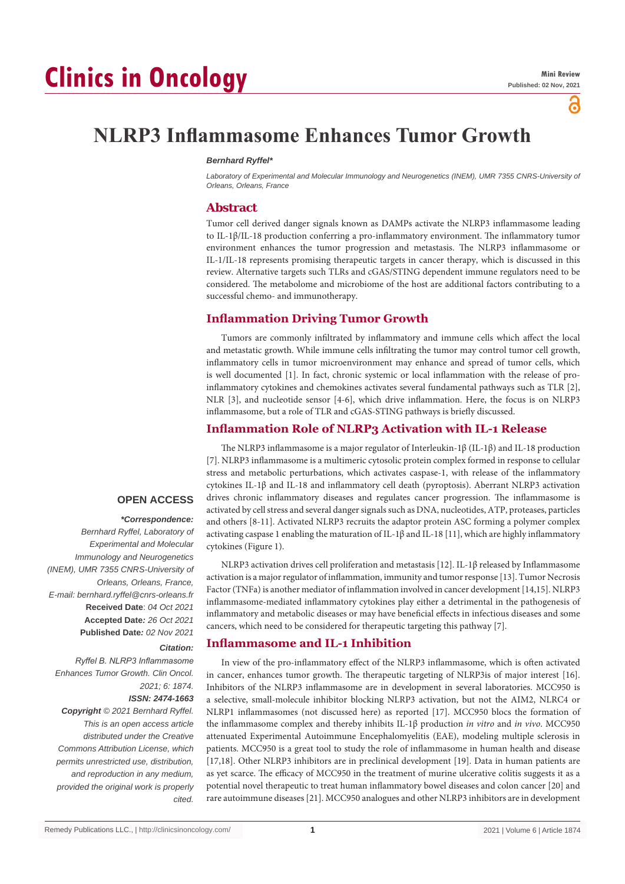Clinics in Oncology

Mini Review
Published: 02 Nov, 2021

# NLRP3 Inflammasome Enhances Tumor Growth

***Bernhard Ryffel****

*Laboratory of Experimental and Molecular Immunology and Neurogenetics (INEM), UMR 7355 CNRS-University of Orleans, Orleans, France*

## Abstract

Tumor cell derived danger signals known as DAMPs activate the NLRP3 inflammasome leading to IL-1β/IL-18 production conferring a pro-inflammatory environment. The inflammatory tumor environment enhances the tumor progression and metastasis. The NLRP3 inflammasome or IL-1/IL-18 represents promising therapeutic targets in cancer therapy, which is discussed in this review. Alternative targets such TLRs and cGAS/STING dependent immune regulators need to be considered. The metabolome and microbiome of the host are additional factors contributing to a successful chemo- and immunotherapy.

## Inflammation Driving Tumor Growth

Tumors are commonly infiltrated by inflammatory and immune cells which affect the local and metastatic growth. While immune cells infiltrating the tumor may control tumor cell growth, inflammatory cells in tumor microenvironment may enhance and spread of tumor cells, which is well documented [1]. In fact, chronic systemic or local inflammation with the release of pro-inflammatory cytokines and chemokines activates several fundamental pathways such as TLR [2], NLR [3], and nucleotide sensor [4-6], which drive inflammation. Here, the focus is on NLRP3 inflammasome, but a role of TLR and cGAS-STING pathways is briefly discussed.

## Inflammation Role of NLRP3 Activation with IL-1 Release

The NLRP3 inflammasome is a major regulator of Interleukin-1β (IL-1β) and IL-18 production [7]. NLRP3 inflammasome is a multimeric cytosolic protein complex formed in response to cellular stress and metabolic perturbations, which activates caspase-1, with release of the inflammatory cytokines IL-1β and IL-18 and inflammatory cell death (pyroptosis). Aberrant NLRP3 activation drives chronic inflammatory diseases and regulates cancer progression. The inflammasome is activated by cell stress and several danger signals such as DNA, nucleotides, ATP, proteases, particles and others [8-11]. Activated NLRP3 recruits the adaptor protein ASC forming a polymer complex activating caspase 1 enabling the maturation of IL-1β and IL-18 [11], which are highly inflammatory cytokines (Figure 1).

NLRP3 activation drives cell proliferation and metastasis [12]. IL-1β released by Inflammasome activation is a major regulator of inflammation, immunity and tumor response [13]. Tumor Necrosis Factor (TNFa) is another mediator of inflammation involved in cancer development [14,15]. NLRP3 inflammasome-mediated inflammatory cytokines play either a detrimental in the pathogenesis of inflammatory and metabolic diseases or may have beneficial effects in infectious diseases and some cancers, which need to be considered for therapeutic targeting this pathway [7].

## Inflammasome and IL-1 Inhibition

In view of the pro-inflammatory effect of the NLRP3 inflammasome, which is often activated in cancer, enhances tumor growth. The therapeutic targeting of NLRP3is of major interest [16]. Inhibitors of the NLRP3 inflammasome are in development in several laboratories. MCC950 is a selective, small-molecule inhibitor blocking NLRP3 activation, but not the AIM2, NLRC4 or NLRP1 inflammasomes (not discussed here) as reported [17]. MCC950 blocs the formation of the inflammasome complex and thereby inhibits IL-1β production *in vitro* and *in vivo*. MCC950 attenuated Experimental Autoimmune Encephalomyelitis (EAE), modeling multiple sclerosis in patients. MCC950 is a great tool to study the role of inflammasome in human health and disease [17,18]. Other NLRP3 inhibitors are in preclinical development [19]. Data in human patients are as yet scarce. The efficacy of MCC950 in the treatment of murine ulcerative colitis suggests it as a potential novel therapeutic to treat human inflammatory bowel diseases and colon cancer [20] and rare autoimmune diseases [21]. MCC950 analogues and other NLRP3 inhibitors are in development

**OPEN ACCESS**

***Correspondence:***

*Bernhard Ryffel, Laboratory of Experimental and Molecular Immunology and Neurogenetics (INEM), UMR 7355 CNRS-University of Orleans, Orleans, France,*
*E-mail: bernhard.ryffel@cnrs-orleans.fr*

**Received Date**: *04 Oct 2021*
**Accepted Date**: *26 Oct 2021*
**Published Date**: *02 Nov 2021*

***Citation:***

*Ryffel B. NLRP3 Inflammasome Enhances Tumor Growth. Clin Oncol. 2021; 6: 1874.*

***ISSN: 2474-1663***

***Copyright*** *© 2021 Bernhard Ryffel. This is an open access article distributed under the Creative Commons Attribution License, which permits unrestricted use, distribution, and reproduction in any medium, provided the original work is properly cited.*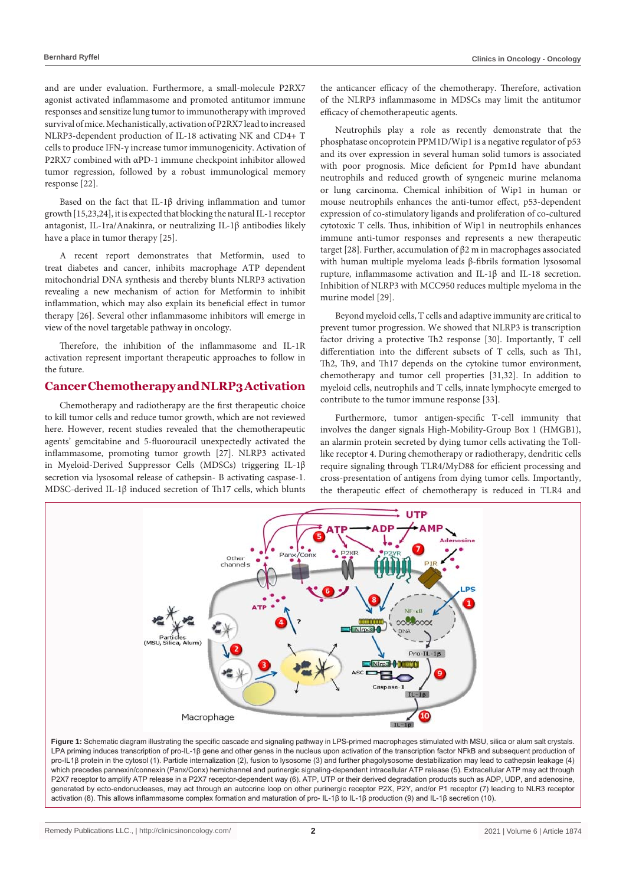and are under evaluation. Furthermore, a small-molecule P2RX7 agonist activated inflammasome and promoted antitumor immune responses and sensitize lung tumor to immunotherapy with improved survival of mice. Mechanistically, activation of P2RX7 lead to increased NLRP3-dependent production of IL-18 activating NK and CD4+ T cells to produce IFN-γ increase tumor immunogenicity. Activation of P2RX7 combined with αPD-1 immune checkpoint inhibitor allowed tumor regression, followed by a robust immunological memory response [22].

Based on the fact that IL-1β driving inflammation and tumor growth [15,23,24], it is expected that blocking the natural IL-1 receptor antagonist, IL-1ra/Anakinra, or neutralizing IL-1β antibodies likely have a place in tumor therapy [25].

A recent report demonstrates that Metformin, used to treat diabetes and cancer, inhibits macrophage ATP dependent mitochondrial DNA synthesis and thereby blunts NLRP3 activation revealing a new mechanism of action for Metformin to inhibit inflammation, which may also explain its beneficial effect in tumor therapy [26]. Several other inflammasome inhibitors will emerge in view of the novel targetable pathway in oncology.

Therefore, the inhibition of the inflammasome and IL-1R activation represent important therapeutic approaches to follow in the future.

## Cancer Chemotherapy and NLRP3 Activation

Chemotherapy and radiotherapy are the first therapeutic choice to kill tumor cells and reduce tumor growth, which are not reviewed here. However, recent studies revealed that the chemotherapeutic agents' gemcitabine and 5-fluorouracil unexpectedly activated the inflammasome, promoting tumor growth [27]. NLRP3 activated in Myeloid-Derived Suppressor Cells (MDSCs) triggering IL-1β secretion via lysosomal release of cathepsin- B activating caspase-1. MDSC-derived IL-1β induced secretion of Th17 cells, which blunts the anticancer efficacy of the chemotherapy. Therefore, activation of the NLRP3 inflammasome in MDSCs may limit the antitumor efficacy of chemotherapeutic agents.

Neutrophils play a role as recently demonstrate that the phosphatase oncoprotein PPM1D/Wip1 is a negative regulator of p53 and its over expression in several human solid tumors is associated with poor prognosis. Mice deficient for Ppm1d have abundant neutrophils and reduced growth of syngeneic murine melanoma or lung carcinoma. Chemical inhibition of Wip1 in human or mouse neutrophils enhances the anti-tumor effect, p53-dependent expression of co-stimulatory ligands and proliferation of co-cultured cytotoxic T cells. Thus, inhibition of Wip1 in neutrophils enhances immune anti-tumor responses and represents a new therapeutic target [28]. Further, accumulation of β2 m in macrophages associated with human multiple myeloma leads β-fibrils formation lysosomal rupture, inflammasome activation and IL-1β and IL-18 secretion. Inhibition of NLRP3 with MCC950 reduces multiple myeloma in the murine model [29].

Beyond myeloid cells, T cells and adaptive immunity are critical to prevent tumor progression. We showed that NLRP3 is transcription factor driving a protective Th2 response [30]. Importantly, T cell differentiation into the different subsets of T cells, such as Th1, Th2, Th9, and Th17 depends on the cytokine tumor environment, chemotherapy and tumor cell properties [31,32]. In addition to myeloid cells, neutrophils and T cells, innate lymphocyte emerged to contribute to the tumor immune response [33].

Furthermore, tumor antigen-specific T-cell immunity that involves the danger signals High-Mobility-Group Box 1 (HMGB1), an alarmin protein secreted by dying tumor cells activating the Toll-like receptor 4. During chemotherapy or radiotherapy, dendritic cells require signaling through TLR4/MyD88 for efficient processing and cross-presentation of antigens from dying tumor cells. Importantly, the therapeutic effect of chemotherapy is reduced in TLR4 and

**Figure 1:** Schematic diagram illustrating the specific cascade and signaling pathway in LPS-primed macrophages stimulated with MSU, silica or alum salt crystals. LPA priming induces transcription of pro-IL-1β gene and other genes in the nucleus upon activation of the transcription factor NFkB and subsequent production of pro-IL1β protein in the cytosol (1). Particle internalization (2), fusion to lysosome (3) and further phagolysosome destabilization may lead to cathepsin leakage (4) which precedes pannexin/connexin (Panx/Conx) hemichannel and purinergic signaling-dependent intracellular ATP release (5). Extracellular ATP may act through P2X7 receptor to amplify ATP release in a P2X7 receptor-dependent way (6). ATP, UTP or their derived degradation products such as ADP, UDP, and adenosine, generated by ecto-endonucleases, may act through an autocrine loop on other purinergic receptor P2X, P2Y, and/or P1 receptor (7) leading to NLR3 receptor activation (8). This allows inflammasome complex formation and maturation of pro- IL-1β to IL-1β production (9) and IL-1β secretion (10).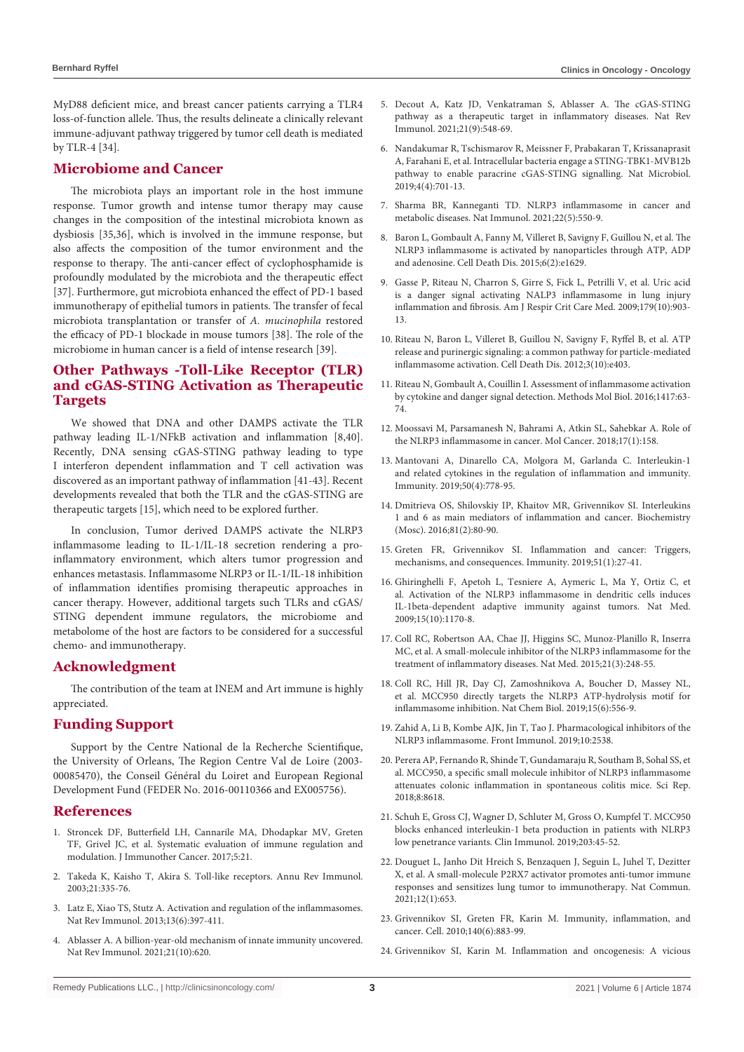MyD88 deficient mice, and breast cancer patients carrying a TLR4 loss-of-function allele. Thus, the results delineate a clinically relevant immune-adjuvant pathway triggered by tumor cell death is mediated by TLR-4 [34].

## Microbiome and Cancer

The microbiota plays an important role in the host immune response. Tumor growth and intense tumor therapy may cause changes in the composition of the intestinal microbiota known as dysbiosis [35,36], which is involved in the immune response, but also affects the composition of the tumor environment and the response to therapy. The anti-cancer effect of cyclophosphamide is profoundly modulated by the microbiota and the therapeutic effect [37]. Furthermore, gut microbiota enhanced the effect of PD-1 based immunotherapy of epithelial tumors in patients. The transfer of fecal microbiota transplantation or transfer of *A. mucinophila* restored the efficacy of PD-1 blockade in mouse tumors [38]. The role of the microbiome in human cancer is a field of intense research [39].

## Other Pathways -Toll-Like Receptor (TLR) and cGAS-STING Activation as Therapeutic Targets

We showed that DNA and other DAMPS activate the TLR pathway leading IL-1/NFkB activation and inflammation [8,40]. Recently, DNA sensing cGAS-STING pathway leading to type I interferon dependent inflammation and T cell activation was discovered as an important pathway of inflammation [41-43]. Recent developments revealed that both the TLR and the cGAS-STING are therapeutic targets [15], which need to be explored further.

In conclusion, Tumor derived DAMPS activate the NLRP3 inflammasome leading to IL-1/IL-18 secretion rendering a pro-inflammatory environment, which alters tumor progression and enhances metastasis. Inflammasome NLRP3 or IL-1/IL-18 inhibition of inflammation identifies promising therapeutic approaches in cancer therapy. However, additional targets such TLRs and cGAS/STING dependent immune regulators, the microbiome and metabolome of the host are factors to be considered for a successful chemo- and immunotherapy.

## Acknowledgment

The contribution of the team at INEM and Art immune is highly appreciated.

## Funding Support

Support by the Centre National de la Recherche Scientifique, the University of Orleans, The Region Centre Val de Loire (2003-00085470), the Conseil Général du Loiret and European Regional Development Fund (FEDER No. 2016-00110366 and EX005756).

## References

1. Stroncek DF, Butterfield LH, Cannarile MA, Dhodapkar MV, Greten TF, Grivel JC, et al. Systematic evaluation of immune regulation and modulation. J Immunother Cancer. 2017;5:21.
2. Takeda K, Kaisho T, Akira S. Toll-like receptors. Annu Rev Immunol. 2003;21:335-76.
3. Latz E, Xiao TS, Stutz A. Activation and regulation of the inflammasomes. Nat Rev Immunol. 2013;13(6):397-411.
4. Ablasser A. A billion-year-old mechanism of innate immunity uncovered. Nat Rev Immunol. 2021;21(10):620.
5. Decout A, Katz JD, Venkatraman S, Ablasser A. The cGAS-STING pathway as a therapeutic target in inflammatory diseases. Nat Rev Immunol. 2021;21(9):548-69.
6. Nandakumar R, Tschismarov R, Meissner F, Prabakaran T, Krissanaprasit A, Farahani E, et al. Intracellular bacteria engage a STING-TBK1-MVB12b pathway to enable paracrine cGAS-STING signalling. Nat Microbiol. 2019;4(4):701-13.
7. Sharma BR, Kanneganti TD. NLRP3 inflammasome in cancer and metabolic diseases. Nat Immunol. 2021;22(5):550-9.
8. Baron L, Gombault A, Fanny M, Villeret B, Savigny F, Guillou N, et al. The NLRP3 inflammasome is activated by nanoparticles through ATP, ADP and adenosine. Cell Death Dis. 2015;6(2):e1629.
9. Gasse P, Riteau N, Charron S, Girre S, Fick L, Petrilli V, et al. Uric acid is a danger signal activating NALP3 inflammasome in lung injury inflammation and fibrosis. Am J Respir Crit Care Med. 2009;179(10):903-13.
10. Riteau N, Baron L, Villeret B, Guillou N, Savigny F, Ryffel B, et al. ATP release and purinergic signaling: a common pathway for particle-mediated inflammasome activation. Cell Death Dis. 2012;3(10):e403.
11. Riteau N, Gombault A, Couillin I. Assessment of inflammasome activation by cytokine and danger signal detection. Methods Mol Biol. 2016;1417:63-74.
12. Moossavi M, Parsamanesh N, Bahrami A, Atkin SL, Sahebkar A. Role of the NLRP3 inflammasome in cancer. Mol Cancer. 2018;17(1):158.
13. Mantovani A, Dinarello CA, Molgora M, Garlanda C. Interleukin-1 and related cytokines in the regulation of inflammation and immunity. Immunity. 2019;50(4):778-95.
14. Dmitrieva OS, Shilovskiy IP, Khaitov MR, Grivennikov SI. Interleukins 1 and 6 as main mediators of inflammation and cancer. Biochemistry (Mosc). 2016;81(2):80-90.
15. Greten FR, Grivennikov SI. Inflammation and cancer: Triggers, mechanisms, and consequences. Immunity. 2019;51(1):27-41.
16. Ghiringhelli F, Apetoh L, Tesniere A, Aymeric L, Ma Y, Ortiz C, et al. Activation of the NLRP3 inflammasome in dendritic cells induces IL-1beta-dependent adaptive immunity against tumors. Nat Med. 2009;15(10):1170-8.
17. Coll RC, Robertson AA, Chae JJ, Higgins SC, Munoz-Planillo R, Inserra MC, et al. A small-molecule inhibitor of the NLRP3 inflammasome for the treatment of inflammatory diseases. Nat Med. 2015;21(3):248-55.
18. Coll RC, Hill JR, Day CJ, Zamoshnikova A, Boucher D, Massey NL, et al. MCC950 directly targets the NLRP3 ATP-hydrolysis motif for inflammasome inhibition. Nat Chem Biol. 2019;15(6):556-9.
19. Zahid A, Li B, Kombe AJK, Jin T, Tao J. Pharmacological inhibitors of the NLRP3 inflammasome. Front Immunol. 2019;10:2538.
20. Perera AP, Fernando R, Shinde T, Gundamaraju R, Southam B, Sohal SS, et al. MCC950, a specific small molecule inhibitor of NLRP3 inflammasome attenuates colonic inflammation in spontaneous colitis mice. Sci Rep. 2018;8:8618.
21. Schuh E, Gross CJ, Wagner D, Schluter M, Gross O, Kumpfel T. MCC950 blocks enhanced interleukin-1 beta production in patients with NLRP3 low penetrance variants. Clin Immunol. 2019;203:45-52.
22. Douguet L, Janho Dit Hreich S, Benzaquen J, Seguin L, Juhel T, Dezitter X, et al. A small-molecule P2RX7 activator promotes anti-tumor immune responses and sensitizes lung tumor to immunotherapy. Nat Commun. 2021;12(1):653.
23. Grivennikov SI, Greten FR, Karin M. Immunity, inflammation, and cancer. Cell. 2010;140(6):883-99.
24. Grivennikov SI, Karin M. Inflammation and oncogenesis: A vicious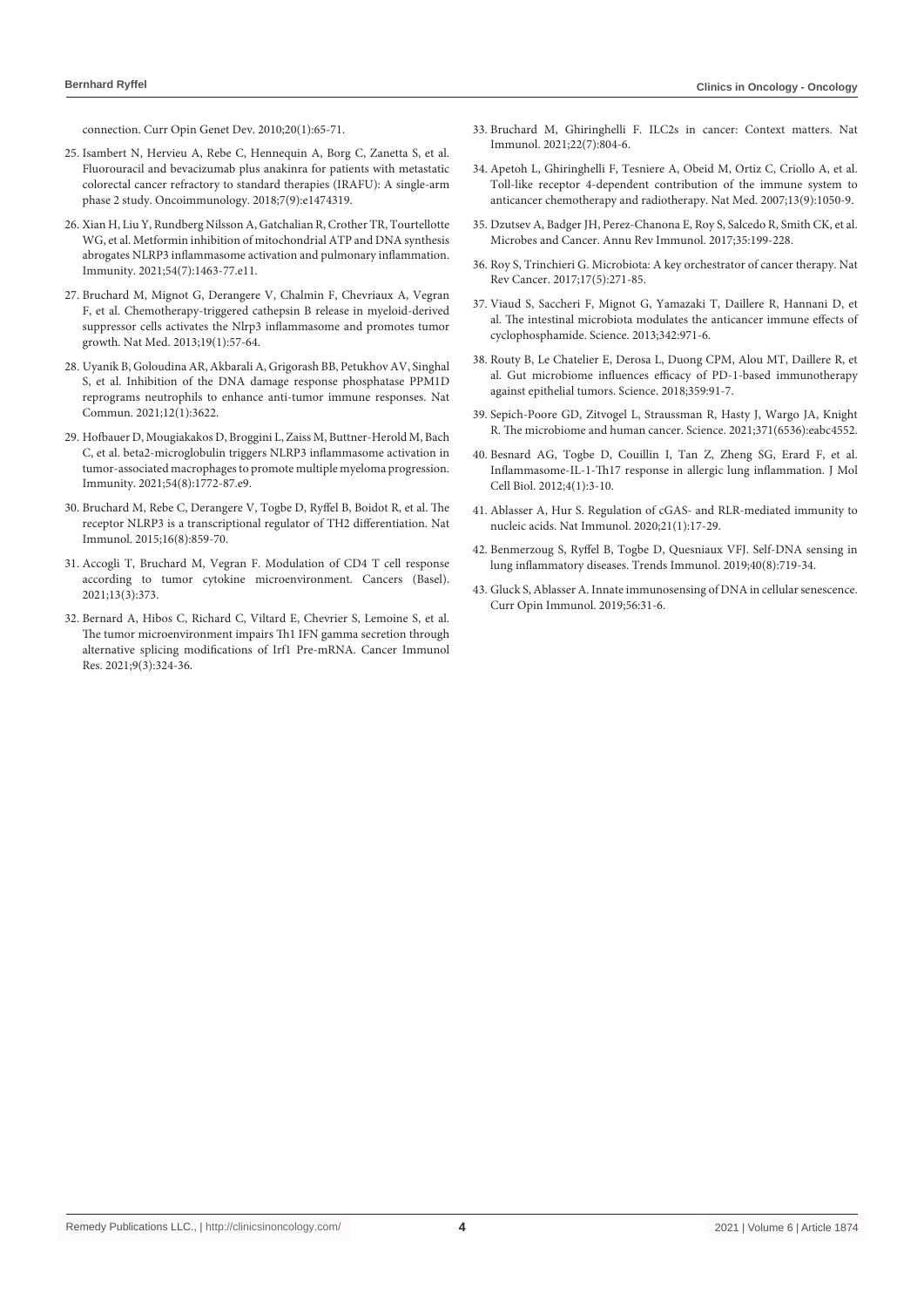connection. Curr Opin Genet Dev. 2010;20(1):65-71.

25. Isambert N, Hervieu A, Rebe C, Hennequin A, Borg C, Zanetta S, et al. Fluorouracil and bevacizumab plus anakinra for patients with metastatic colorectal cancer refractory to standard therapies (IRAFU): A single-arm phase 2 study. Oncoimmunology. 2018;7(9):e1474319.

26. Xian H, Liu Y, Rundberg Nilsson A, Gatchalian R, Crother TR, Tourtellotte WG, et al. Metformin inhibition of mitochondrial ATP and DNA synthesis abrogates NLRP3 inflammasome activation and pulmonary inflammation. Immunity. 2021;54(7):1463-77.e11.

27. Bruchard M, Mignot G, Derangere V, Chalmin F, Chevriaux A, Vegran F, et al. Chemotherapy-triggered cathepsin B release in myeloid-derived suppressor cells activates the Nlrp3 inflammasome and promotes tumor growth. Nat Med. 2013;19(1):57-64.

28. Uyanik B, Goloudina AR, Akbarali A, Grigorash BB, Petukhov AV, Singhal S, et al. Inhibition of the DNA damage response phosphatase PPM1D reprograms neutrophils to enhance anti-tumor immune responses. Nat Commun. 2021;12(1):3622.

29. Hofbauer D, Mougiakakos D, Broggini L, Zaiss M, Buttner-Herold M, Bach C, et al. beta2-microglobulin triggers NLRP3 inflammasome activation in tumor-associated macrophages to promote multiple myeloma progression. Immunity. 2021;54(8):1772-87.e9.

30. Bruchard M, Rebe C, Derangere V, Togbe D, Ryffel B, Boidot R, et al. The receptor NLRP3 is a transcriptional regulator of TH2 differentiation. Nat Immunol. 2015;16(8):859-70.

31. Accogli T, Bruchard M, Vegran F. Modulation of CD4 T cell response according to tumor cytokine microenvironment. Cancers (Basel). 2021;13(3):373.

32. Bernard A, Hibos C, Richard C, Viltard E, Chevrier S, Lemoine S, et al. The tumor microenvironment impairs Th1 IFN gamma secretion through alternative splicing modifications of Irf1 Pre-mRNA. Cancer Immunol Res. 2021;9(3):324-36.

33. Bruchard M, Ghiringhelli F. ILC2s in cancer: Context matters. Nat Immunol. 2021;22(7):804-6.

34. Apetoh L, Ghiringhelli F, Tesniere A, Obeid M, Ortiz C, Criollo A, et al. Toll-like receptor 4-dependent contribution of the immune system to anticancer chemotherapy and radiotherapy. Nat Med. 2007;13(9):1050-9.

35. Dzutsev A, Badger JH, Perez-Chanona E, Roy S, Salcedo R, Smith CK, et al. Microbes and Cancer. Annu Rev Immunol. 2017;35:199-228.

36. Roy S, Trinchieri G. Microbiota: A key orchestrator of cancer therapy. Nat Rev Cancer. 2017;17(5):271-85.

37. Viaud S, Saccheri F, Mignot G, Yamazaki T, Daillere R, Hannani D, et al. The intestinal microbiota modulates the anticancer immune effects of cyclophosphamide. Science. 2013;342:971-6.

38. Routy B, Le Chatelier E, Derosa L, Duong CPM, Alou MT, Daillere R, et al. Gut microbiome influences efficacy of PD-1-based immunotherapy against epithelial tumors. Science. 2018;359:91-7.

39. Sepich-Poore GD, Zitvogel L, Straussman R, Hasty J, Wargo JA, Knight R. The microbiome and human cancer. Science. 2021;371(6536):eabc4552.

40. Besnard AG, Togbe D, Couillin I, Tan Z, Zheng SG, Erard F, et al. Inflammasome-IL-1-Th17 response in allergic lung inflammation. J Mol Cell Biol. 2012;4(1):3-10.

41. Ablasser A, Hur S. Regulation of cGAS- and RLR-mediated immunity to nucleic acids. Nat Immunol. 2020;21(1):17-29.

42. Benmerzoug S, Ryffel B, Togbe D, Quesniaux VFJ. Self-DNA sensing in lung inflammatory diseases. Trends Immunol. 2019;40(8):719-34.

43. Gluck S, Ablasser A. Innate immunosensing of DNA in cellular senescence. Curr Opin Immunol. 2019;56:31-6.